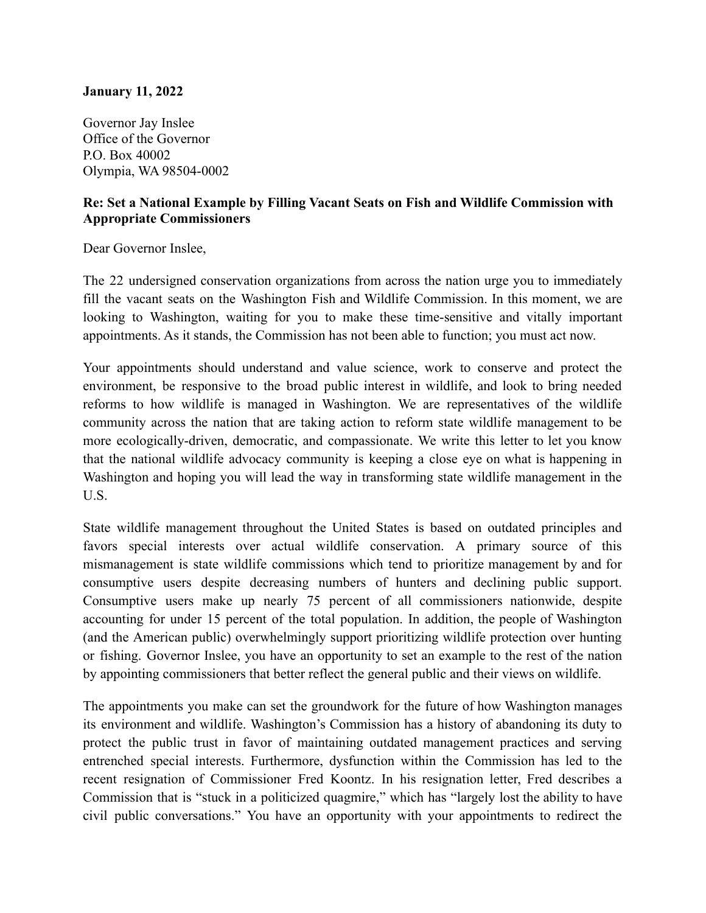**January 11, 2022**

Governor Jay Inslee
Office of the Governor
P.O. Box 40002
Olympia, WA 98504-0002

**Re: Set a National Example by Filling Vacant Seats on Fish and Wildlife Commission with Appropriate Commissioners**

Dear Governor Inslee,

The 22 undersigned conservation organizations from across the nation urge you to immediately fill the vacant seats on the Washington Fish and Wildlife Commission. In this moment, we are looking to Washington, waiting for you to make these time-sensitive and vitally important appointments. As it stands, the Commission has not been able to function; you must act now.

Your appointments should understand and value science, work to conserve and protect the environment, be responsive to the broad public interest in wildlife, and look to bring needed reforms to how wildlife is managed in Washington. We are representatives of the wildlife community across the nation that are taking action to reform state wildlife management to be more ecologically-driven, democratic, and compassionate. We write this letter to let you know that the national wildlife advocacy community is keeping a close eye on what is happening in Washington and hoping you will lead the way in transforming state wildlife management in the U.S.

State wildlife management throughout the United States is based on outdated principles and favors special interests over actual wildlife conservation. A primary source of this mismanagement is state wildlife commissions which tend to prioritize management by and for consumptive users despite decreasing numbers of hunters and declining public support. Consumptive users make up nearly 75 percent of all commissioners nationwide, despite accounting for under 15 percent of the total population. In addition, the people of Washington (and the American public) overwhelmingly support prioritizing wildlife protection over hunting or fishing. Governor Inslee, you have an opportunity to set an example to the rest of the nation by appointing commissioners that better reflect the general public and their views on wildlife.

The appointments you make can set the groundwork for the future of how Washington manages its environment and wildlife. Washington's Commission has a history of abandoning its duty to protect the public trust in favor of maintaining outdated management practices and serving entrenched special interests. Furthermore, dysfunction within the Commission has led to the recent resignation of Commissioner Fred Koontz. In his resignation letter, Fred describes a Commission that is "stuck in a politicized quagmire," which has "largely lost the ability to have civil public conversations." You have an opportunity with your appointments to redirect the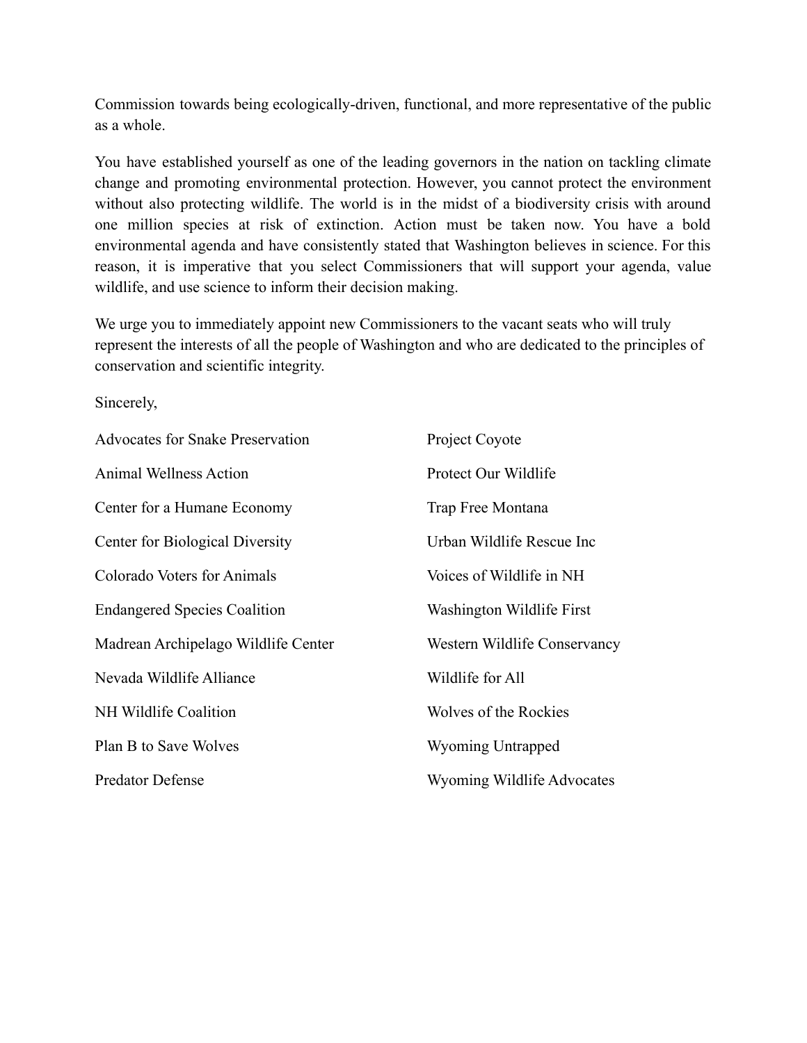Commission towards being ecologically-driven, functional, and more representative of the public as a whole.

You have established yourself as one of the leading governors in the nation on tackling climate change and promoting environmental protection. However, you cannot protect the environment without also protecting wildlife. The world is in the midst of a biodiversity crisis with around one million species at risk of extinction. Action must be taken now. You have a bold environmental agenda and have consistently stated that Washington believes in science. For this reason, it is imperative that you select Commissioners that will support your agenda, value wildlife, and use science to inform their decision making.

We urge you to immediately appoint new Commissioners to the vacant seats who will truly represent the interests of all the people of Washington and who are dedicated to the principles of conservation and scientific integrity.

Sincerely,

Advocates for Snake Preservation
Animal Wellness Action
Center for a Humane Economy
Center for Biological Diversity
Colorado Voters for Animals
Endangered Species Coalition
Madrean Archipelago Wildlife Center
Nevada Wildlife Alliance
NH Wildlife Coalition
Plan B to Save Wolves
Predator Defense
Project Coyote
Protect Our Wildlife
Trap Free Montana
Urban Wildlife Rescue Inc
Voices of Wildlife in NH
Washington Wildlife First
Western Wildlife Conservancy
Wildlife for All
Wolves of the Rockies
Wyoming Untrapped
Wyoming Wildlife Advocates